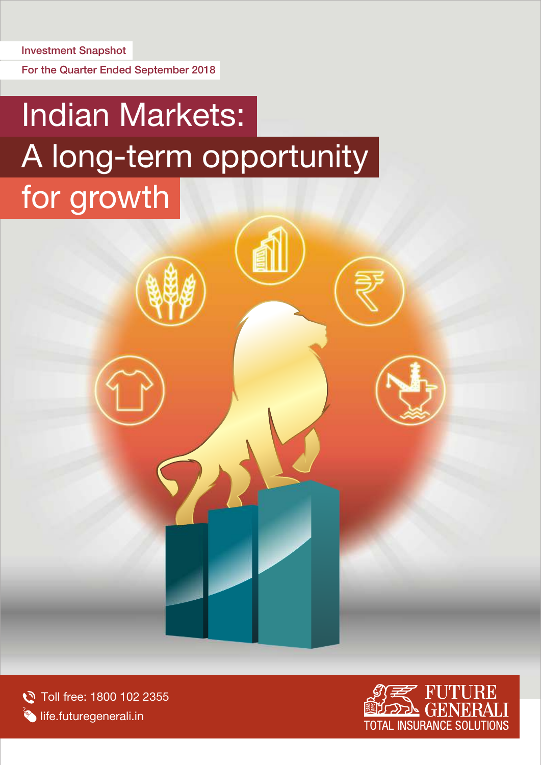Investment Snapshot

For the Quarter Ended September 2018

# Indian Markets: A long-term opportunity for growth

Toll free: 1800 102 2355

life.futuregenerali.in

FUTURE GENERALI

TOTAL INSURANCE SOLUTIONS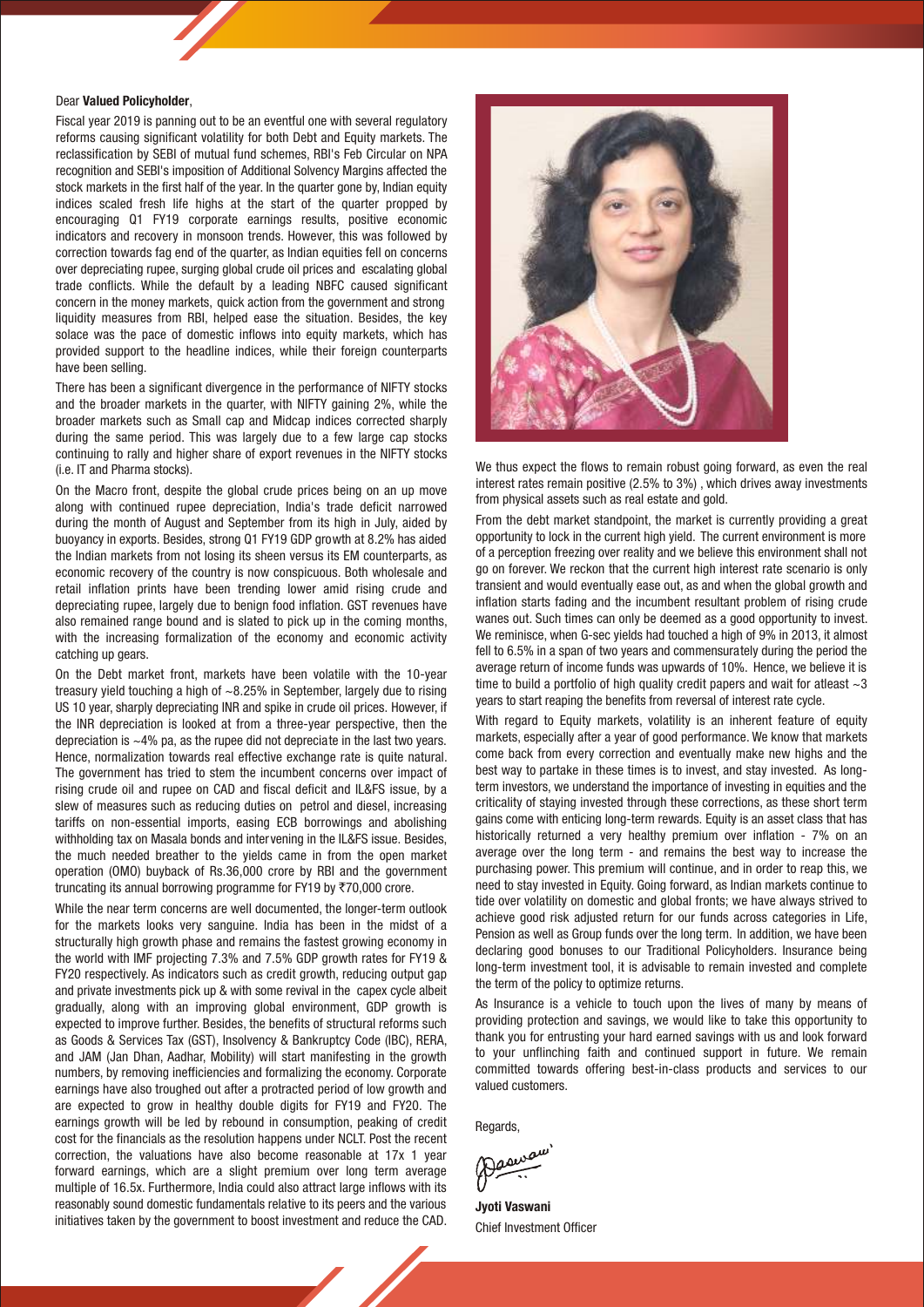Dear **Valued Policyholder**,

Fiscal year 2019 is panning out to be an eventful one with several regulatory reforms causing significant volatility for both Debt and Equity markets. The reclassification by SEBI of mutual fund schemes, RBI's Feb Circular on NPA recognition and SEBI's imposition of Additional Solvency Margins affected the stock markets in the first half of the year. In the quarter gone by, Indian equity indices scaled fresh life highs at the start of the quarter propped by encouraging Q1 FY19 corporate earnings results, positive economic indicators and recovery in monsoon trends. However, this was followed by correction towards fag end of the quarter, as Indian equities fell on concerns over depreciating rupee, surging global crude oil prices and escalating global trade conflicts. While the default by a leading NBFC caused significant concern in the money markets, quick action from the government and strong liquidity measures from RBI, helped ease the situation. Besides, the key solace was the pace of domestic inflows into equity markets, which has provided support to the headline indices, while their foreign counterparts have been selling.

There has been a significant divergence in the performance of NIFTY stocks and the broader markets in the quarter, with NIFTY gaining 2%, while the broader markets such as Small cap and Midcap indices corrected sharply during the same period. This was largely due to a few large cap stocks continuing to rally and higher share of export revenues in the NIFTY stocks (i.e. IT and Pharma stocks).

On the Macro front, despite the global crude prices being on an up move along with continued rupee depreciation, India's trade deficit narrowed during the month of August and September from its high in July, aided by buoyancy in exports. Besides, strong Q1 FY19 GDP growth at 8.2% has aided the Indian markets from not losing its sheen versus its EM counterparts, as economic recovery of the country is now conspicuous. Both wholesale and retail inflation prints have been trending lower amid rising crude and depreciating rupee, largely due to benign food inflation. GST revenues have also remained range bound and is slated to pick up in the coming months, with the increasing formalization of the economy and economic activity catching up gears.

On the Debt market front, markets have been volatile with the 10-year treasury yield touching a high of ~8.25% in September, largely due to rising US 10 year, sharply depreciating INR and spike in crude oil prices. However, if the INR depreciation is looked at from a three-year perspective, then the depreciation is ~4% pa, as the rupee did not depreciate in the last two years. Hence, normalization towards real effective exchange rate is quite natural. The government has tried to stem the incumbent concerns over impact of rising crude oil and rupee on CAD and fiscal deficit and IL&FS issue, by a slew of measures such as reducing duties on petrol and diesel, increasing tariffs on non-essential imports, easing ECB borrowings and abolishing withholding tax on Masala bonds and intervening in the IL&FS issue. Besides, the much needed breather to the yields came in from the open market operation (OMO) buyback of Rs.36,000 crore by RBI and the government truncating its annual borrowing programme for FY19 by ₹70,000 crore.

While the near term concerns are well documented, the longer-term outlook for the markets looks very sanguine. India has been in the midst of a structurally high growth phase and remains the fastest growing economy in the world with IMF projecting 7.3% and 7.5% GDP growth rates for FY19 & FY20 respectively. As indicators such as credit growth, reducing output gap and private investments pick up & with some revival in the capex cycle albeit gradually, along with an improving global environment, GDP growth is expected to improve further. Besides, the benefits of structural reforms such as Goods & Services Tax (GST), Insolvency & Bankruptcy Code (IBC), RERA, and JAM (Jan Dhan, Aadhar, Mobility) will start manifesting in the growth numbers, by removing inefficiencies and formalizing the economy. Corporate earnings have also troughed out after a protracted period of low growth and are expected to grow in healthy double digits for FY19 and FY20. The earnings growth will be led by rebound in consumption, peaking of credit cost for the financials as the resolution happens under NCLT. Post the recent correction, the valuations have also become reasonable at 17x 1 year forward earnings, which are a slight premium over long term average multiple of 16.5x. Furthermore, India could also attract large inflows with its reasonably sound domestic fundamentals relative to its peers and the various initiatives taken by the government to boost investment and reduce the CAD. We thus expect the flows to remain robust going forward, as even the real interest rates remain positive (2.5% to 3%) , which drives away investments from physical assets such as real estate and gold.

From the debt market standpoint, the market is currently providing a great opportunity to lock in the current high yield. The current environment is more of a perception freezing over reality and we believe this environment shall not go on forever. We reckon that the current high interest rate scenario is only transient and would eventually ease out, as and when the global growth and inflation starts fading and the incumbent resultant problem of rising crude wanes out. Such times can only be deemed as a good opportunity to invest. We reminisce, when G-sec yields had touched a high of 9% in 2013, it almost fell to 6.5% in a span of two years and commensurately during the period the average return of income funds was upwards of 10%. Hence, we believe it is time to build a portfolio of high quality credit papers and wait for atleast ~3 years to start reaping the benefits from reversal of interest rate cycle.

With regard to Equity markets, volatility is an inherent feature of equity markets, especially after a year of good performance. We know that markets come back from every correction and eventually make new highs and the best way to partake in these times is to invest, and stay invested. As long-term investors, we understand the importance of investing in equities and the criticality of staying invested through these corrections, as these short term gains come with enticing long-term rewards. Equity is an asset class that has historically returned a very healthy premium over inflation - 7% on an average over the long term - and remains the best way to increase the purchasing power. This premium will continue, and in order to reap this, we need to stay invested in Equity. Going forward, as Indian markets continue to tide over volatility on domestic and global fronts; we have always strived to achieve good risk adjusted return for our funds across categories in Life, Pension as well as Group funds over the long term. In addition, we have been declaring good bonuses to our Traditional Policyholders. Insurance being long-term investment tool, it is advisable to remain invested and complete the term of the policy to optimize returns.

As Insurance is a vehicle to touch upon the lives of many by means of providing protection and savings, we would like to take this opportunity to thank you for entrusting your hard earned savings with us and look forward to your unflinching faith and continued support in future. We remain committed towards offering best-in-class products and services to our valued customers.

Regards,

**Jyoti Vaswani**
Chief Investment Officer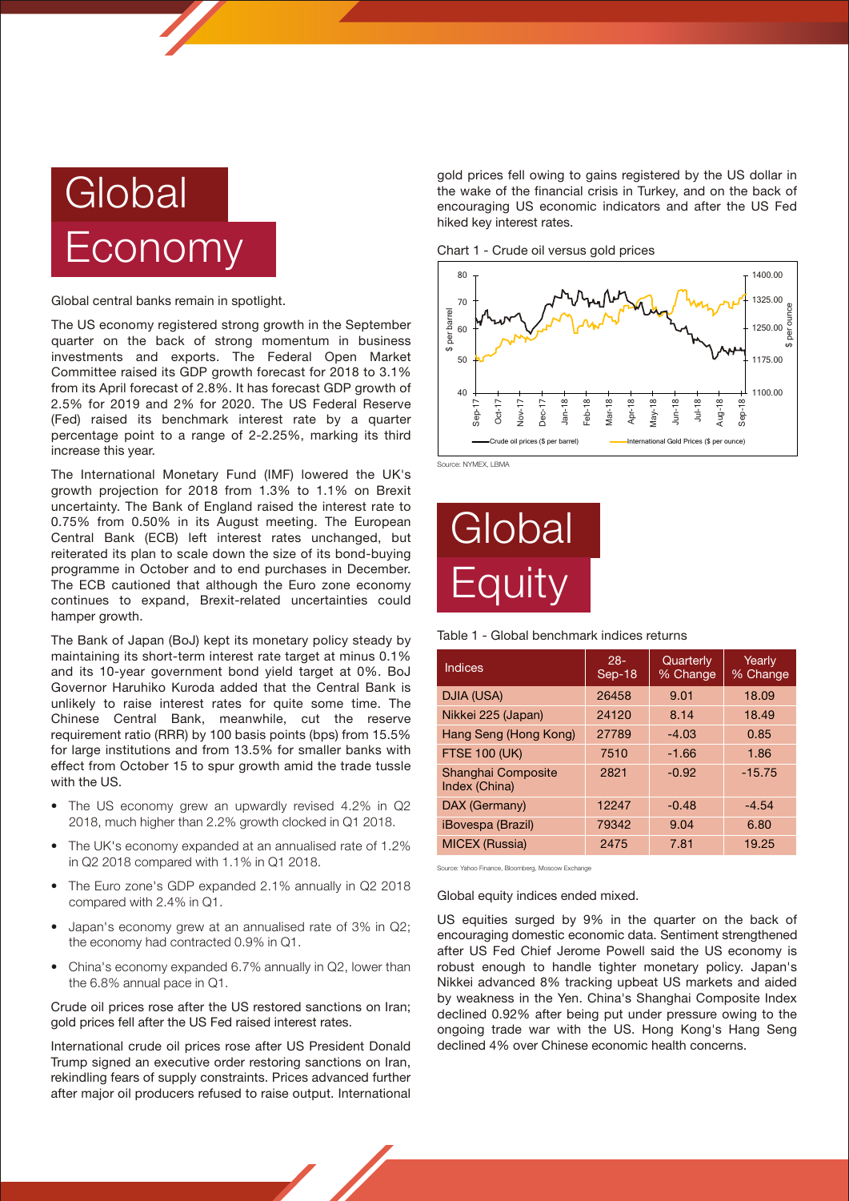# Global Economy

Global central banks remain in spotlight.

The US economy registered strong growth in the September quarter on the back of strong momentum in business investments and exports. The Federal Open Market Committee raised its GDP growth forecast for 2018 to 3.1% from its April forecast of 2.8%. It has forecast GDP growth of 2.5% for 2019 and 2% for 2020. The US Federal Reserve (Fed) raised its benchmark interest rate by a quarter percentage point to a range of 2-2.25%, marking its third increase this year.

The International Monetary Fund (IMF) lowered the UK's growth projection for 2018 from 1.3% to 1.1% on Brexit uncertainty. The Bank of England raised the interest rate to 0.75% from 0.50% in its August meeting. The European Central Bank (ECB) left interest rates unchanged, but reiterated its plan to scale down the size of its bond-buying programme in October and to end purchases in December. The ECB cautioned that although the Euro zone economy continues to expand, Brexit-related uncertainties could hamper growth.

The Bank of Japan (BoJ) kept its monetary policy steady by maintaining its short-term interest rate target at minus 0.1% and its 10-year government bond yield target at 0%. BoJ Governor Haruhiko Kuroda added that the Central Bank is unlikely to raise interest rates for quite some time. The Chinese Central Bank, meanwhile, cut the reserve requirement ratio (RRR) by 100 basis points (bps) from 15.5% for large institutions and from 13.5% for smaller banks with effect from October 15 to spur growth amid the trade tussle with the US.

- The US economy grew an upwardly revised 4.2% in Q2 2018, much higher than 2.2% growth clocked in Q1 2018.
- The UK's economy expanded at an annualised rate of 1.2% in Q2 2018 compared with 1.1% in Q1 2018.
- The Euro zone's GDP expanded 2.1% annually in Q2 2018 compared with 2.4% in Q1.
- Japan's economy grew at an annualised rate of 3% in Q2; the economy had contracted 0.9% in Q1.
- China's economy expanded 6.7% annually in Q2, lower than the 6.8% annual pace in Q1.

Crude oil prices rose after the US restored sanctions on Iran; gold prices fell after the US Fed raised interest rates.

International crude oil prices rose after US President Donald Trump signed an executive order restoring sanctions on Iran, rekindling fears of supply constraints. Prices advanced further after major oil producers refused to raise output. International gold prices fell owing to gains registered by the US dollar in the wake of the financial crisis in Turkey, and on the back of encouraging US economic indicators and after the US Fed hiked key interest rates.

Chart 1 - Crude oil versus gold prices

Source: NYMEX, LBMA

# Global Equity

Table 1 - Global benchmark indices returns

| Indices | 28-Sep-18 | Quarterly % Change | Yearly % Change |
|---|---|---|---|
| DJIA (USA) | 26458 | 9.01 | 18.09 |
| Nikkei 225 (Japan) | 24120 | 8.14 | 18.49 |
| Hang Seng (Hong Kong) | 27789 | -4.03 | 0.85 |
| FTSE 100 (UK) | 7510 | -1.66 | 1.86 |
| Shanghai Composite Index (China) | 2821 | -0.92 | -15.75 |
| DAX (Germany) | 12247 | -0.48 | -4.54 |
| iBovespa (Brazil) | 79342 | 9.04 | 6.80 |
| MICEX (Russia) | 2475 | 7.81 | 19.25 |

Source: Yahoo Finance, Bloomberg, Moscow Exchange

Global equity indices ended mixed.

US equities surged by 9% in the quarter on the back of encouraging domestic economic data. Sentiment strengthened after US Fed Chief Jerome Powell said the US economy is robust enough to handle tighter monetary policy. Japan's Nikkei advanced 8% tracking upbeat US markets and aided by weakness in the Yen. China's Shanghai Composite Index declined 0.92% after being put under pressure owing to the ongoing trade war with the US. Hong Kong's Hang Seng declined 4% over Chinese economic health concerns.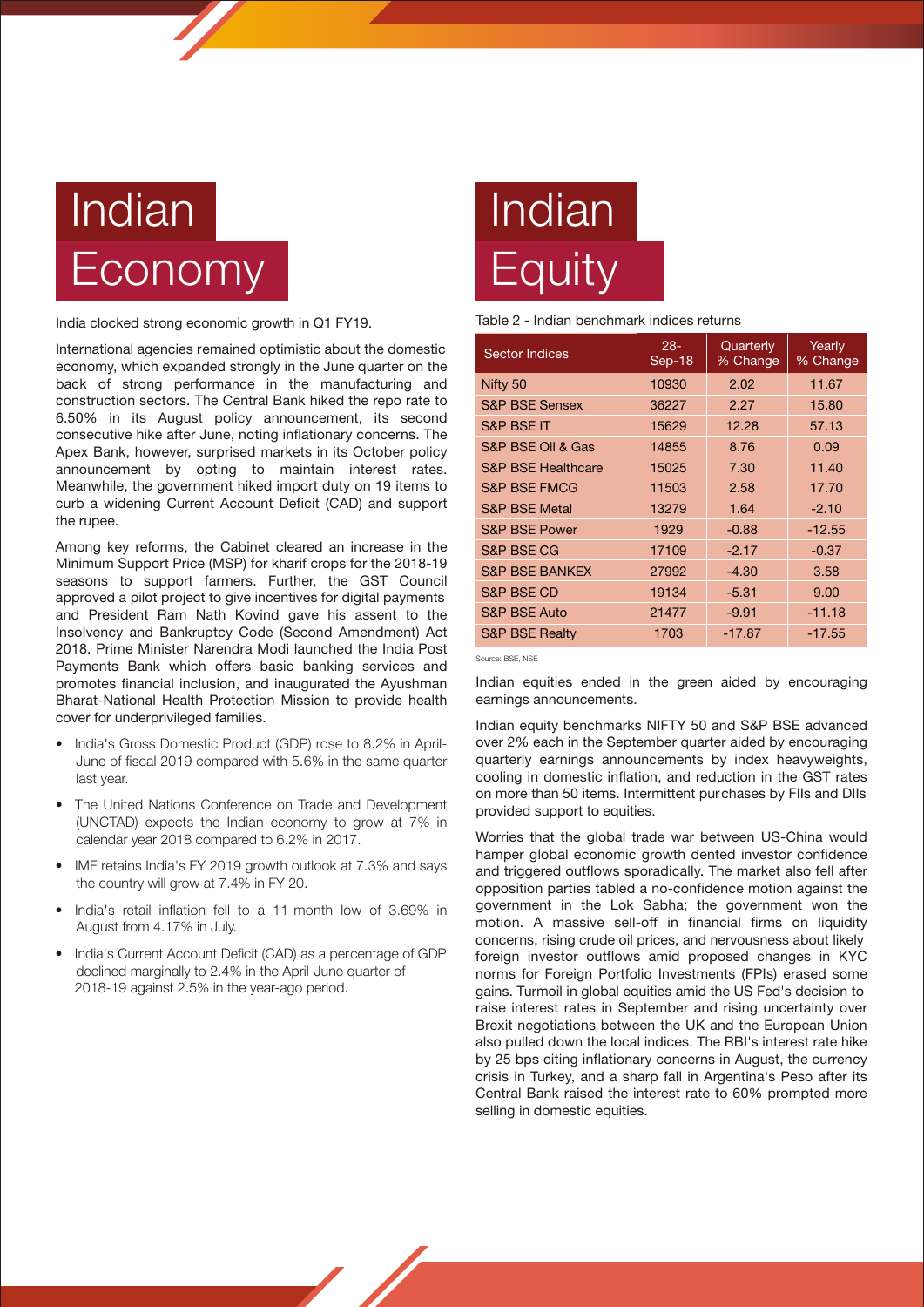# Indian Economy

India clocked strong economic growth in Q1 FY19.

International agencies remained optimistic about the domestic economy, which expanded strongly in the June quarter on the back of strong performance in the manufacturing and construction sectors. The Central Bank hiked the repo rate to 6.50% in its August policy announcement, its second consecutive hike after June, noting inflationary concerns. The Apex Bank, however, surprised markets in its October policy announcement by opting to maintain interest rates. Meanwhile, the government hiked import duty on 19 items to curb a widening Current Account Deficit (CAD) and support the rupee.

Among key reforms, the Cabinet cleared an increase in the Minimum Support Price (MSP) for kharif crops for the 2018-19 seasons to support farmers. Further, the GST Council approved a pilot project to give incentives for digital payments and President Ram Nath Kovind gave his assent to the Insolvency and Bankruptcy Code (Second Amendment) Act 2018. Prime Minister Narendra Modi launched the India Post Payments Bank which offers basic banking services and promotes financial inclusion, and inaugurated the Ayushman Bharat-National Health Protection Mission to provide health cover for underprivileged families.

- India's Gross Domestic Product (GDP) rose to 8.2% in April-June of fiscal 2019 compared with 5.6% in the same quarter last year.
- The United Nations Conference on Trade and Development (UNCTAD) expects the Indian economy to grow at 7% in calendar year 2018 compared to 6.2% in 2017.
- IMF retains India's FY 2019 growth outlook at 7.3% and says the country will grow at 7.4% in FY 20.
- India's retail inflation fell to a 11-month low of 3.69% in August from 4.17% in July.
- India's Current Account Deficit (CAD) as a percentage of GDP declined marginally to 2.4% in the April-June quarter of 2018-19 against 2.5% in the year-ago period.

# Indian Equity

Table 2 - Indian benchmark indices returns

| Sector Indices | 28-Sep-18 | Quarterly % Change | Yearly % Change |
|---|---|---|---|
| Nifty 50 | 10930 | 2.02 | 11.67 |
| S&P BSE Sensex | 36227 | 2.27 | 15.80 |
| S&P BSE IT | 15629 | 12.28 | 57.13 |
| S&P BSE Oil & Gas | 14855 | 8.76 | 0.09 |
| S&P BSE Healthcare | 15025 | 7.30 | 11.40 |
| S&P BSE FMCG | 11503 | 2.58 | 17.70 |
| S&P BSE Metal | 13279 | 1.64 | -2.10 |
| S&P BSE Power | 1929 | -0.88 | -12.55 |
| S&P BSE CG | 17109 | -2.17 | -0.37 |
| S&P BSE BANKEX | 27992 | -4.30 | 3.58 |
| S&P BSE CD | 19134 | -5.31 | 9.00 |
| S&P BSE Auto | 21477 | -9.91 | -11.18 |
| S&P BSE Realty | 1703 | -17.87 | -17.55 |

Source: BSE, NSE

Indian equities ended in the green aided by encouraging earnings announcements.

Indian equity benchmarks NIFTY 50 and S&P BSE advanced over 2% each in the September quarter aided by encouraging quarterly earnings announcements by index heavyweights, cooling in domestic inflation, and reduction in the GST rates on more than 50 items. Intermittent purchases by FIIs and DIIs provided support to equities.

Worries that the global trade war between US-China would hamper global economic growth dented investor confidence and triggered outflows sporadically. The market also fell after opposition parties tabled a no-confidence motion against the government in the Lok Sabha; the government won the motion. A massive sell-off in financial firms on liquidity concerns, rising crude oil prices, and nervousness about likely foreign investor outflows amid proposed changes in KYC norms for Foreign Portfolio Investments (FPIs) erased some gains. Turmoil in global equities amid the US Fed's decision to raise interest rates in September and rising uncertainty over Brexit negotiations between the UK and the European Union also pulled down the local indices. The RBI's interest rate hike by 25 bps citing inflationary concerns in August, the currency crisis in Turkey, and a sharp fall in Argentina's Peso after its Central Bank raised the interest rate to 60% prompted more selling in domestic equities.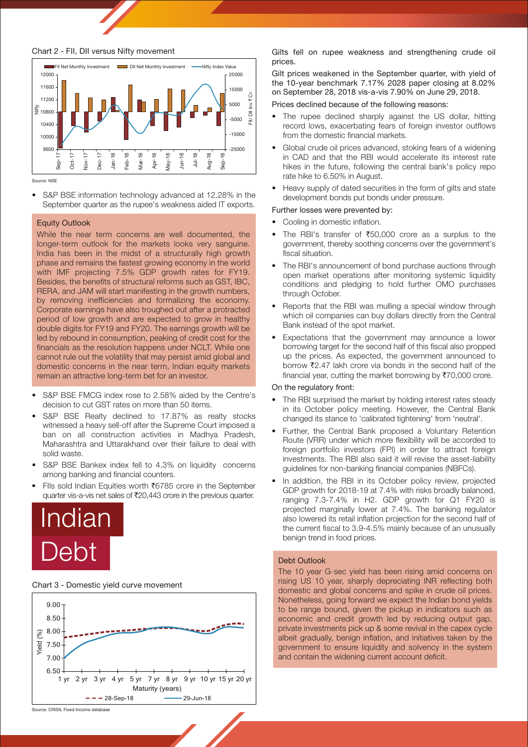Chart 2 - FII, DII versus Nifty movement

Source: NSE

- S&P BSE information technology advanced at 12.28% in the September quarter as the rupee's weakness aided IT exports.

### Equity Outlook

While the near term concerns are well documented, the longer-term outlook for the markets looks very sanguine. India has been in the midst of a structurally high growth phase and remains the fastest growing economy in the world with IMF projecting 7.5% GDP growth rates for FY19. Besides, the benefits of structural reforms such as GST, IBC, RERA, and JAM will start manifesting in the growth numbers, by removing inefficiencies and formalizing the economy. Corporate earnings have also troughed out after a protracted period of low growth and are expected to grow in healthy double digits for FY19 and FY20. The earnings growth will be led by rebound in consumption, peaking of credit cost for the financials as the resolution happens under NCLT. While one cannot rule out the volatility that may persist amid global and domestic concerns in the near term, Indian equity markets remain an attractive long-term bet for an investor.

- S&P BSE FMCG index rose to 2.58% aided by the Centre's decision to cut GST rates on more than 50 items.
- S&P BSE Realty declined to 17.87% as realty stocks witnessed a heavy sell-off after the Supreme Court imposed a ban on all construction activities in Madhya Pradesh, Maharashtra and Uttarakhand over their failure to deal with solid waste.
- S&P BSE Bankex index fell to 4.3% on liquidity concerns among banking and financial counters.
- FIIs sold Indian Equities worth ₹6785 crore in the September quarter vis-a-vis net sales of ₹20,443 crore in the previous quarter.

# Indian Debt

Chart 3 - Domestic yield curve movement

Source: CRISIL Fixed Income database

Gilts fell on rupee weakness and strengthening crude oil prices.

Gilt prices weakened in the September quarter, with yield of the 10-year benchmark 7.17% 2028 paper closing at 8.02% on September 28, 2018 vis-a-vis 7.90% on June 29, 2018.

Prices declined because of the following reasons:

- The rupee declined sharply against the US dollar, hitting record lows, exacerbating fears of foreign investor outflows from the domestic financial markets.
- Global crude oil prices advanced, stoking fears of a widening in CAD and that the RBI would accelerate its interest rate hikes in the future, following the central bank's policy repo rate hike to 6.50% in August.
- Heavy supply of dated securities in the form of gilts and state development bonds put bonds under pressure.

Further losses were prevented by:

- Cooling in domestic inflation.
- The RBI's transfer of ₹50,000 crore as a surplus to the government, thereby soothing concerns over the government's fiscal situation.
- The RBI's announcement of bond purchase auctions through open market operations after monitoring systemic liquidity conditions and pledging to hold further OMO purchases through October.
- Reports that the RBI was mulling a special window through which oil companies can buy dollars directly from the Central Bank instead of the spot market.
- Expectations that the government may announce a lower borrowing target for the second half of this fiscal also propped up the prices. As expected, the government announced to borrow ₹2.47 lakh crore via bonds in the second half of the financial year, cutting the market borrowing by ₹70,000 crore.

On the regulatory front:

- The RBI surprised the market by holding interest rates steady in its October policy meeting. However, the Central Bank changed its stance to 'calibrated tightening' from 'neutral'.
- Further, the Central Bank proposed a Voluntary Retention Route (VRR) under which more flexibility will be accorded to foreign portfolio investors (FPI) in order to attract foreign investments. The RBI also said it will revise the asset-liability guidelines for non-banking financial companies (NBFCs).
- In addition, the RBI in its October policy review, projected GDP growth for 2018-19 at 7.4% with risks broadly balanced, ranging 7.3-7.4% in H2. GDP growth for Q1 FY20 is projected marginally lower at 7.4%. The banking regulator also lowered its retail inflation projection for the second half of the current fiscal to 3.9-4.5% mainly because of an unusually benign trend in food prices.

### Debt Outlook

The 10 year G-sec yield has been rising amid concerns on rising US 10 year, sharply depreciating INR reflecting both domestic and global concerns and spike in crude oil prices. Nonetheless, going forward we expect the Indian bond yields to be range bound, given the pickup in indicators such as economic and credit growth led by reducing output gap, private investments pick up & some revival in the capex cycle albeit gradually, benign inflation, and initiatives taken by the government to ensure liquidity and solvency in the system and contain the widening current account deficit.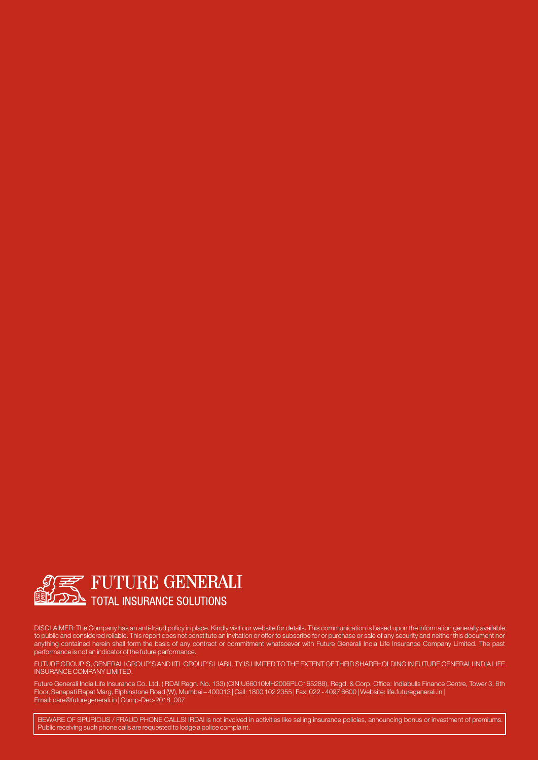FUTURE GENERALI
TOTAL INSURANCE SOLUTIONS

DISCLAIMER: The Company has an anti-fraud policy in place. Kindly visit our website for details. This communication is based upon the information generally available to public and considered reliable. This report does not constitute an invitation or offer to subscribe for or purchase or sale of any security and neither this document nor anything contained herein shall form the basis of any contract or commitment whatsoever with Future Generali India Life Insurance Company Limited. The past performance is not an indicator of the future performance.

FUTURE GROUP'S, GENERALI GROUP'S AND IITL GROUP'S LIABILITY IS LIMITED TO THE EXTENT OF THEIR SHAREHOLDING IN FUTURE GENERALI INDIA LIFE INSURANCE COMPANY LIMITED.

Future Generali India Life Insurance Co. Ltd. (IRDAI Regn. No. 133) (CIN:U66010MH2006PLC165288), Regd. & Corp. Office: Indiabulls Finance Centre, Tower 3, 6th Floor, Senapati Bapat Marg, Elphinstone Road (W), Mumbai – 400013 | Call: 1800 102 2355 | Fax: 022 - 4097 6600 | Website: life.futuregenerali.in | Email: care@futuregenerali.in | Comp-Dec-2018_007

BEWARE OF SPURIOUS / FRAUD PHONE CALLS! IRDAI is not involved in activities like selling insurance policies, announcing bonus or investment of premiums. Public receiving such phone calls are requested to lodge a police complaint.